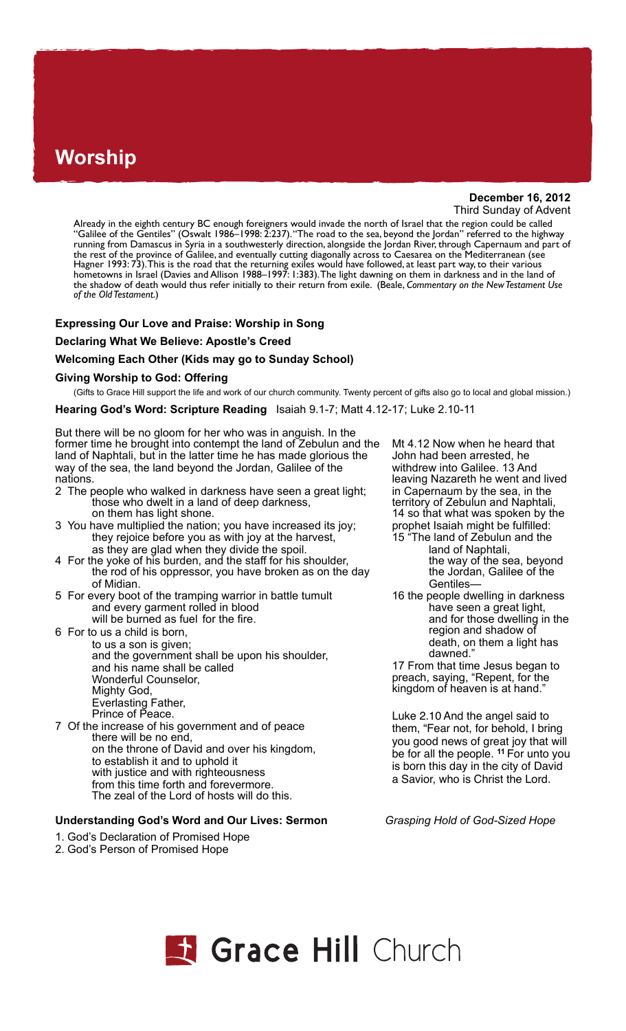# Worship

**December 16, 2012**
Third Sunday of Advent

Already in the eighth century BC enough foreigners would invade the north of Israel that the region could be called "Galilee of the Gentiles" (Oswalt 1986–1998: 2:237). "The road to the sea, beyond the Jordan" referred to the highway running from Damascus in Syria in a southwesterly direction, alongside the Jordan River, through Capernaum and part of the rest of the province of Galilee, and eventually cutting diagonally across to Caesarea on the Mediterranean (see Hagner 1993: 73). This is the road that the returning exiles would have followed, at least part way, to their various hometowns in Israel (Davies and Allison 1988–1997: 1:383). The light dawning on them in darkness and in the land of the shadow of death would thus refer initially to their return from exile. (Beale, *Commentary on the New Testament Use of the Old Testament.*)

**Expressing Our Love and Praise: Worship in Song**

**Declaring What We Believe: Apostle's Creed**

**Welcoming Each Other (Kids may go to Sunday School)**

**Giving Worship to God: Offering**

(Gifts to Grace Hill support the life and work of our church community. Twenty percent of gifts also go to local and global mission.)

**Hearing God's Word: Scripture Reading** Isaiah 9.1-7; Matt 4.12-17; Luke 2.10-11

But there will be no gloom for her who was in anguish. In the former time he brought into contempt the land of Zebulun and the land of Naphtali, but in the latter time he has made glorious the way of the sea, the land beyond the Jordan, Galilee of the nations.

2 The people who walked in darkness have seen a great light;
those who dwelt in a land of deep darkness,
on them has light shone.

3 You have multiplied the nation; you have increased its joy;
they rejoice before you as with joy at the harvest,
as they are glad when they divide the spoil.

4 For the yoke of his burden, and the staff for his shoulder,
the rod of his oppressor, you have broken as on the day of Midian.

5 For every boot of the tramping warrior in battle tumult
and every garment rolled in blood
will be burned as fuel for the fire.

6 For to us a child is born,
to us a son is given;
and the government shall be upon his shoulder,
and his name shall be called
Wonderful Counselor,
Mighty God,
Everlasting Father,
Prince of Peace.

7 Of the increase of his government and of peace
there will be no end,
on the throne of David and over his kingdom,
to establish it and to uphold it
with justice and with righteousness
from this time forth and forevermore.
The zeal of the Lord of hosts will do this.

Mt 4.12 Now when he heard that John had been arrested, he withdrew into Galilee. 13 And leaving Nazareth he went and lived in Capernaum by the sea, in the territory of Zebulun and Naphtali, 14 so that what was spoken by the prophet Isaiah might be fulfilled:

15 "The land of Zebulun and the land of Naphtali,
the way of the sea, beyond the Jordan, Galilee of the Gentiles—

16 the people dwelling in darkness have seen a great light,
and for those dwelling in the region and shadow of death, on them a light has dawned."

17 From that time Jesus began to preach, saying, "Repent, for the kingdom of heaven is at hand."

Luke 2.10 And the angel said to them, "Fear not, for behold, I bring you good news of great joy that will be for all the people. 11 For unto you is born this day in the city of David a Savior, who is Christ the Lord.

**Understanding God's Word and Our Lives: Sermon** *Grasping Hold of God-Sized Hope*

1. God's Declaration of Promised Hope
2. God's Person of Promised Hope

Grace Hill Church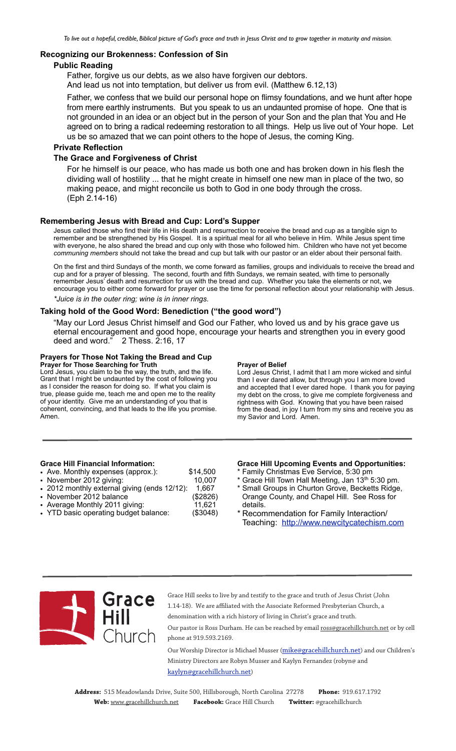*To live out a hopeful, credible, Biblical picture of God's grace and truth in Jesus Christ and to grow together in maturity and mission.*

## Recognizing our Brokenness: Confession of Sin

### Public Reading

Father, forgive us our debts, as we also have forgiven our debtors.
And lead us not into temptation, but deliver us from evil. (Matthew 6.12,13)

Father, we confess that we build our personal hope on flimsy foundations, and we hunt after hope from mere earthly instruments. But you speak to us an undaunted promise of hope. One that is not grounded in an idea or an object but in the person of your Son and the plan that You and He agreed on to bring a radical redeeming restoration to all things. Help us live out of Your hope. Let us be so amazed that we can point others to the hope of Jesus, the coming King.

### Private Reflection

### The Grace and Forgiveness of Christ

For he himself is our peace, who has made us both one and has broken down in his flesh the dividing wall of hostility ... that he might create in himself one new man in place of the two, so making peace, and might reconcile us both to God in one body through the cross. (Eph 2.14-16)

## Remembering Jesus with Bread and Cup: Lord's Supper

Jesus called those who find their life in His death and resurrection to receive the bread and cup as a tangible sign to remember and be strengthened by His Gospel. It is a spiritual meal for all who believe in Him. While Jesus spent time with everyone, he also shared the bread and cup only with those who followed him. Children who have not yet become *communing members* should not take the bread and cup but talk with our pastor or an elder about their personal faith.

On the first and third Sundays of the month, we come forward as families, groups and individuals to receive the bread and cup and for a prayer of blessing. The second, fourth and fifth Sundays, we remain seated, with time to personally remember Jesus' death and resurrection for us with the bread and cup. Whether you take the elements or not, we encourage you to either come forward for prayer or use the time for personal reflection about your relationship with Jesus.

*\*Juice is in the outer ring; wine is in inner rings.*

## Taking hold of the Good Word: Benediction ("the good word")

"May our Lord Jesus Christ himself and God our Father, who loved us and by his grace gave us eternal encouragement and good hope, encourage your hearts and strengthen you in every good deed and word." 2 Thess. 2:16, 17

### Prayers for Those Not Taking the Bread and Cup

**Prayer for Those Searching for Truth**

Lord Jesus, you claim to be the way, the truth, and the life. Grant that I might be undaunted by the cost of following you as I consider the reason for doing so. If what you claim is true, please guide me, teach me and open me to the reality of your identity. Give me an understanding of you that is coherent, convincing, and that leads to the life you promise. Amen.

**Prayer of Belief**

Lord Jesus Christ, I admit that I am more wicked and sinful than I ever dared allow, but through you I am more loved and accepted that I ever dared hope. I thank you for paying my debt on the cross, to give me complete forgiveness and rightness with God. Knowing that you have been raised from the dead, in joy I turn from my sins and receive you as my Savior and Lord. Amen.

---

### Grace Hill Financial Information:

| | |
|---|---|
| • Ave. Monthly expenses (approx.): | $14,500 |
| • November 2012 giving: | 10,007 |
| • 2012 monthly external giving (ends 12/12): | 1,667 |
| • November 2012 balance | ($2826) |
| • Average Monthly 2011 giving: | 11,621 |
| • YTD basic operating budget balance: | ($3048) |

### Grace Hill Upcoming Events and Opportunities:

* Family Christmas Eve Service, 5:30 pm
* Grace Hill Town Hall Meeting, Jan 13th 5:30 pm.
* Small Groups in Churton Grove, Becketts Ridge, Orange County, and Chapel Hill. See Ross for details.
* Recommendation for Family Interaction/ Teaching: http://www.newcitycatechism.com

---

Grace Hill Church

Grace Hill seeks to live by and testify to the grace and truth of Jesus Christ (John 1.14-18). We are affiliated with the Associate Reformed Presbyterian Church, a denomination with a rich history of living in Christ's grace and truth.

Our pastor is Ross Durham. He can be reached by email ross@gracehillchurch.net or by cell phone at 919.593.2169.

Our Worship Director is Michael Musser (mike@gracehillchurch.net) and our Children's Ministry Directors are Robyn Musser and Kaylyn Fernandez (robyn@ and kaylyn@gracehillchurch.net)

**Address:** 515 Meadowlands Drive, Suite 500, Hillsborough, North Carolina 27278 **Phone:** 919.617.1792
**Web:** www.gracehillchurch.net **Facebook:** Grace Hill Church **Twitter:** @gracehillchurch